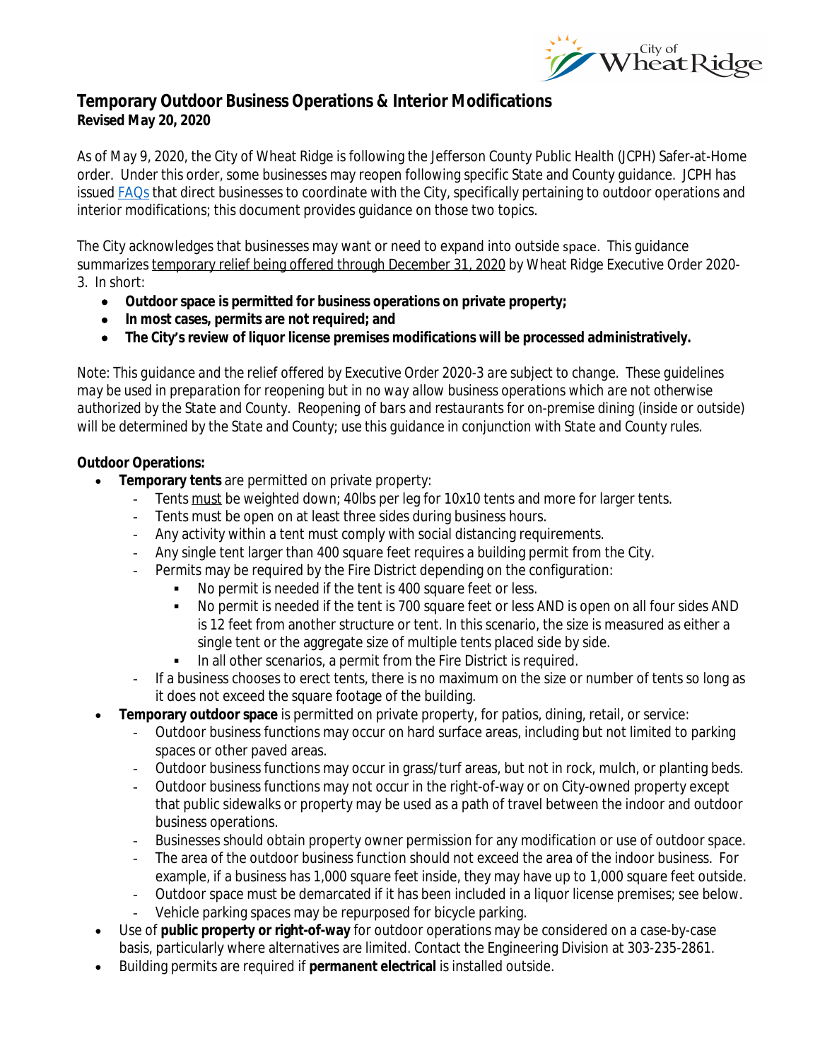# Temporary Outdoor Business Operations & Interior Modifications

**Revised May 20, 2020**

As of May 9, 2020, the City of Wheat Ridge is following the Jefferson County Public Health (JCPH) Safer-at-Home order. Under this order, some businesses may reopen following specific State and County guidance. JCPH has issued FAQs that direct businesses to coordinate with the City, specifically pertaining to outdoor operations and interior modifications; this document provides guidance on those two topics.

The City acknowledges that businesses may want or need to expand into outside space. This guidance summarizes temporary relief being offered through December 31, 2020 by Wheat Ridge Executive Order 2020-3. In short:

- **Outdoor space is permitted for business operations on private property;**
- **In most cases, permits are not required; and**
- **The City's review of liquor license premises modifications will be processed administratively.**

*Note: This guidance and the relief offered by Executive Order 2020-3 are subject to change. These guidelines may be used in preparation for reopening but in no way allow business operations which are not otherwise authorized by the State and County. Reopening of bars and restaurants for on-premise dining (inside or outside) will be determined by the State and County; use this guidance in conjunction with State and County rules.*

**Outdoor Operations:**

- **Temporary tents** are permitted on private property:
  - Tents must be weighted down; 40lbs per leg for 10x10 tents and more for larger tents.
  - Tents must be open on at least three sides during business hours.
  - Any activity within a tent must comply with social distancing requirements.
  - Any single tent larger than 400 square feet requires a building permit from the City.
  - Permits may be required by the Fire District depending on the configuration:
    - No permit is needed if the tent is 400 square feet or less.
    - No permit is needed if the tent is 700 square feet or less AND is open on all four sides AND is 12 feet from another structure or tent. In this scenario, the size is measured as either a single tent or the aggregate size of multiple tents placed side by side.
    - In all other scenarios, a permit from the Fire District is required.
  - If a business chooses to erect tents, there is no maximum on the size or number of tents so long as it does not exceed the square footage of the building.
- **Temporary outdoor space** is permitted on private property, for patios, dining, retail, or service:
  - Outdoor business functions may occur on hard surface areas, including but not limited to parking spaces or other paved areas.
  - Outdoor business functions may occur in grass/turf areas, but not in rock, mulch, or planting beds.
  - Outdoor business functions may not occur in the right-of-way or on City-owned property except that public sidewalks or property may be used as a path of travel between the indoor and outdoor business operations.
  - Businesses should obtain property owner permission for any modification or use of outdoor space.
  - The area of the outdoor business function should not exceed the area of the indoor business. For example, if a business has 1,000 square feet inside, they may have up to 1,000 square feet outside.
  - Outdoor space must be demarcated if it has been included in a liquor license premises; see below.
  - Vehicle parking spaces may be repurposed for bicycle parking.
- Use of **public property or right-of-way** for outdoor operations may be considered on a case-by-case basis, particularly where alternatives are limited. Contact the Engineering Division at 303-235-2861.
- Building permits are required if **permanent electrical** is installed outside.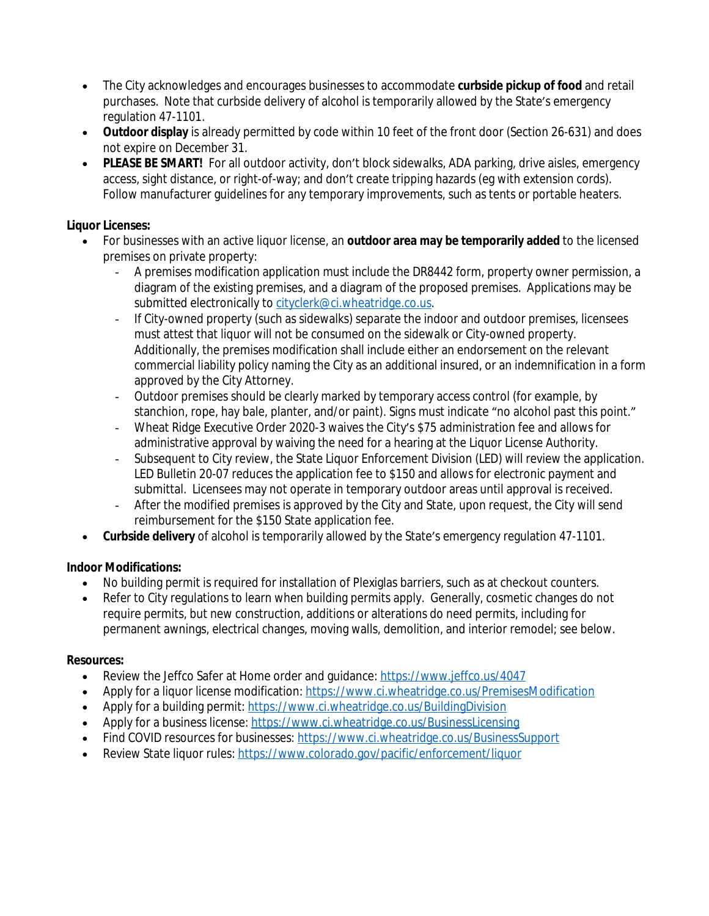- The City acknowledges and encourages businesses to accommodate **curbside pickup of food** and retail purchases. Note that curbside delivery of alcohol is temporarily allowed by the State's emergency regulation 47-1101.
- **Outdoor display** is already permitted by code within 10 feet of the front door (Section 26-631) and does not expire on December 31.
- **PLEASE BE SMART!** For all outdoor activity, don't block sidewalks, ADA parking, drive aisles, emergency access, sight distance, or right-of-way; and don't create tripping hazards (eg with extension cords). Follow manufacturer guidelines for any temporary improvements, such as tents or portable heaters.

**Liquor Licenses:**

- For businesses with an active liquor license, an **outdoor area may be temporarily added** to the licensed premises on private property:
  - A premises modification application must include the DR8442 form, property owner permission, a diagram of the existing premises, and a diagram of the proposed premises. Applications may be submitted electronically to cityclerk@ci.wheatridge.co.us.
  - If City-owned property (such as sidewalks) separate the indoor and outdoor premises, licensees must attest that liquor will not be consumed on the sidewalk or City-owned property. Additionally, the premises modification shall include either an endorsement on the relevant commercial liability policy naming the City as an additional insured, or an indemnification in a form approved by the City Attorney.
  - Outdoor premises should be clearly marked by temporary access control (for example, by stanchion, rope, hay bale, planter, and/or paint). Signs must indicate "no alcohol past this point."
  - Wheat Ridge Executive Order 2020-3 waives the City's $75 administration fee and allows for administrative approval by waiving the need for a hearing at the Liquor License Authority.
  - Subsequent to City review, the State Liquor Enforcement Division (LED) will review the application. LED Bulletin 20-07 reduces the application fee to $150 and allows for electronic payment and submittal. Licensees may not operate in temporary outdoor areas until approval is received.
  - After the modified premises is approved by the City and State, upon request, the City will send reimbursement for the $150 State application fee.
- **Curbside delivery** of alcohol is temporarily allowed by the State's emergency regulation 47-1101.

**Indoor Modifications:**

- No building permit is required for installation of Plexiglas barriers, such as at checkout counters.
- Refer to City regulations to learn when building permits apply. Generally, cosmetic changes do not require permits, but new construction, additions or alterations do need permits, including for permanent awnings, electrical changes, moving walls, demolition, and interior remodel; see below.

**Resources:**

- Review the Jeffco Safer at Home order and guidance: https://www.jeffco.us/4047
- Apply for a liquor license modification: https://www.ci.wheatridge.co.us/PremisesModification
- Apply for a building permit: https://www.ci.wheatridge.co.us/BuildingDivision
- Apply for a business license: https://www.ci.wheatridge.co.us/BusinessLicensing
- Find COVID resources for businesses: https://www.ci.wheatridge.co.us/BusinessSupport
- Review State liquor rules: https://www.colorado.gov/pacific/enforcement/liquor